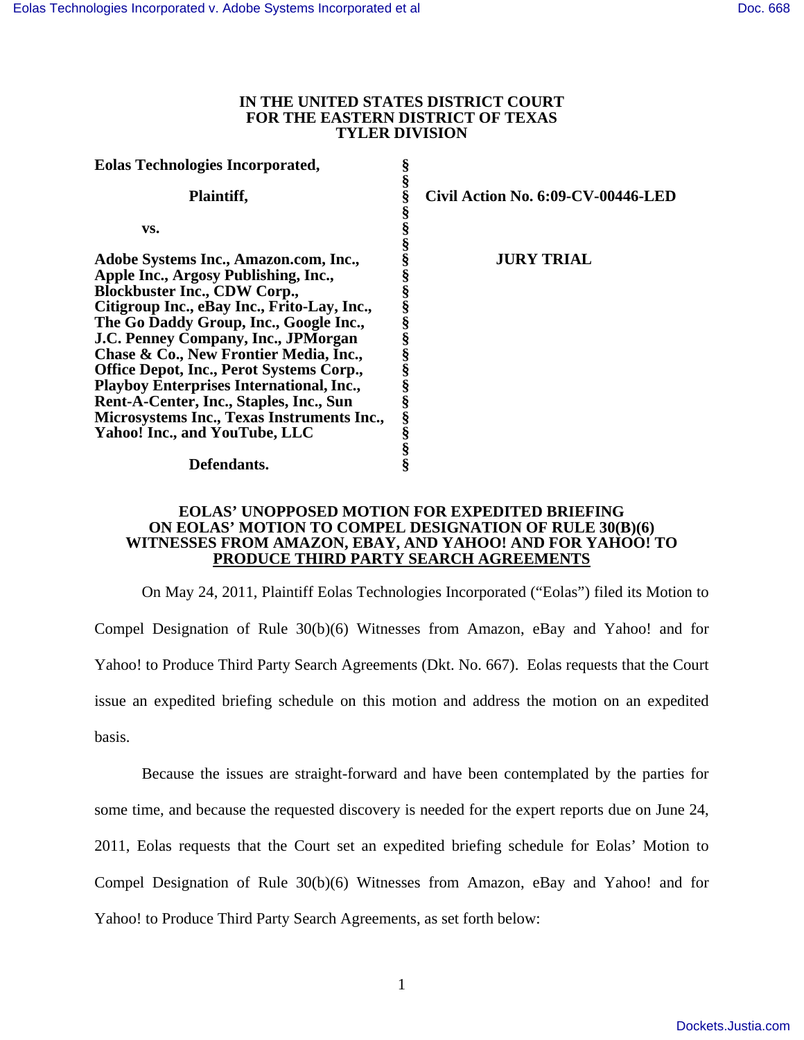**IN THE UNITED STATES DISTRICT COURT**
**FOR THE EASTERN DISTRICT OF TEXAS**
**TYLER DIVISION**

| | | |
|---|---|---|
| **Eolas Technologies Incorporated,** | § | |
| | § | |
| **Plaintiff,** | § | **Civil Action No. 6:09-CV-00446-LED** |
| | § | |
| **vs.** | § | |
| | § | |
| **Adobe Systems Inc., Amazon.com, Inc., Apple Inc., Argosy Publishing, Inc., Blockbuster Inc., CDW Corp., Citigroup Inc., eBay Inc., Frito-Lay, Inc., The Go Daddy Group, Inc., Google Inc., J.C. Penney Company, Inc., JPMorgan Chase & Co., New Frontier Media, Inc., Office Depot, Inc., Perot Systems Corp., Playboy Enterprises International, Inc., Rent-A-Center, Inc., Staples, Inc., Sun Microsystems Inc., Texas Instruments Inc., Yahoo! Inc., and YouTube, LLC** | § | **JURY TRIAL** |
| | § | |
| **Defendants.** | § | |

**EOLAS' UNOPPOSED MOTION FOR EXPEDITED BRIEFING ON EOLAS' MOTION TO COMPEL DESIGNATION OF RULE 30(B)(6) WITNESSES FROM AMAZON, EBAY, AND YAHOO! AND FOR YAHOO! TO PRODUCE THIRD PARTY SEARCH AGREEMENTS**

On May 24, 2011, Plaintiff Eolas Technologies Incorporated ("Eolas") filed its Motion to Compel Designation of Rule 30(b)(6) Witnesses from Amazon, eBay and Yahoo! and for Yahoo! to Produce Third Party Search Agreements (Dkt. No. 667). Eolas requests that the Court issue an expedited briefing schedule on this motion and address the motion on an expedited basis.

Because the issues are straight-forward and have been contemplated by the parties for some time, and because the requested discovery is needed for the expert reports due on June 24, 2011, Eolas requests that the Court set an expedited briefing schedule for Eolas' Motion to Compel Designation of Rule 30(b)(6) Witnesses from Amazon, eBay and Yahoo! and for Yahoo! to Produce Third Party Search Agreements, as set forth below: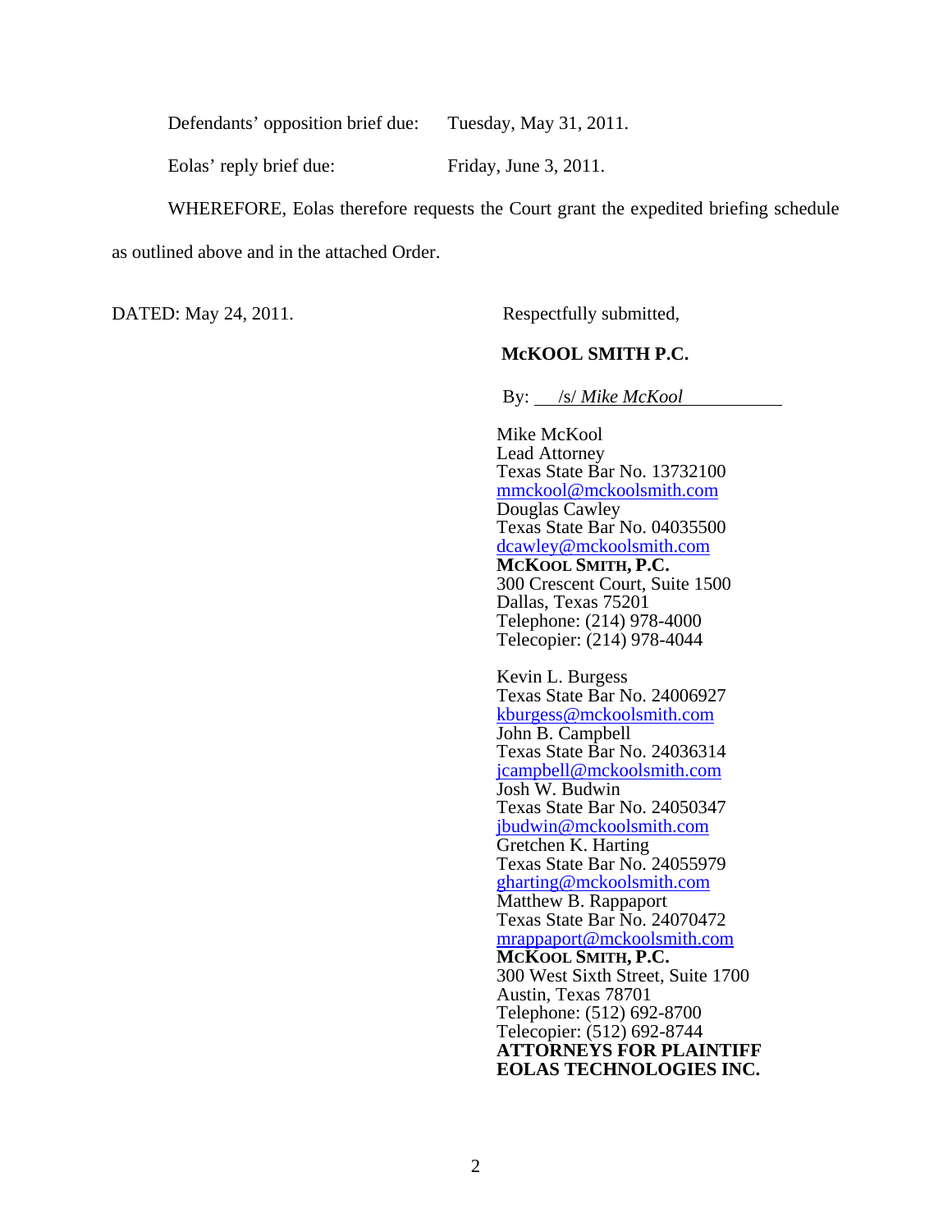Defendants' opposition brief due: Tuesday, May 31, 2011.

Eolas' reply brief due: Friday, June 3, 2011.

WHEREFORE, Eolas therefore requests the Court grant the expedited briefing schedule as outlined above and in the attached Order.

DATED: May 24, 2011.

Respectfully submitted,

**McKOOL SMITH P.C.**

By: /s/ *Mike McKool*

Mike McKool
Lead Attorney
Texas State Bar No. 13732100
mmckool@mckoolsmith.com
Douglas Cawley
Texas State Bar No. 04035500
dcawley@mckoolsmith.com
**MCKOOL SMITH, P.C.**
300 Crescent Court, Suite 1500
Dallas, Texas 75201
Telephone: (214) 978-4000
Telecopier: (214) 978-4044

Kevin L. Burgess
Texas State Bar No. 24006927
kburgess@mckoolsmith.com
John B. Campbell
Texas State Bar No. 24036314
jcampbell@mckoolsmith.com
Josh W. Budwin
Texas State Bar No. 24050347
jbudwin@mckoolsmith.com
Gretchen K. Harting
Texas State Bar No. 24055979
gharting@mckoolsmith.com
Matthew B. Rappaport
Texas State Bar No. 24070472
mrappaport@mckoolsmith.com
**MCKOOL SMITH, P.C.**
300 West Sixth Street, Suite 1700
Austin, Texas 78701
Telephone: (512) 692-8700
Telecopier: (512) 692-8744
**ATTORNEYS FOR PLAINTIFF EOLAS TECHNOLOGIES INC.**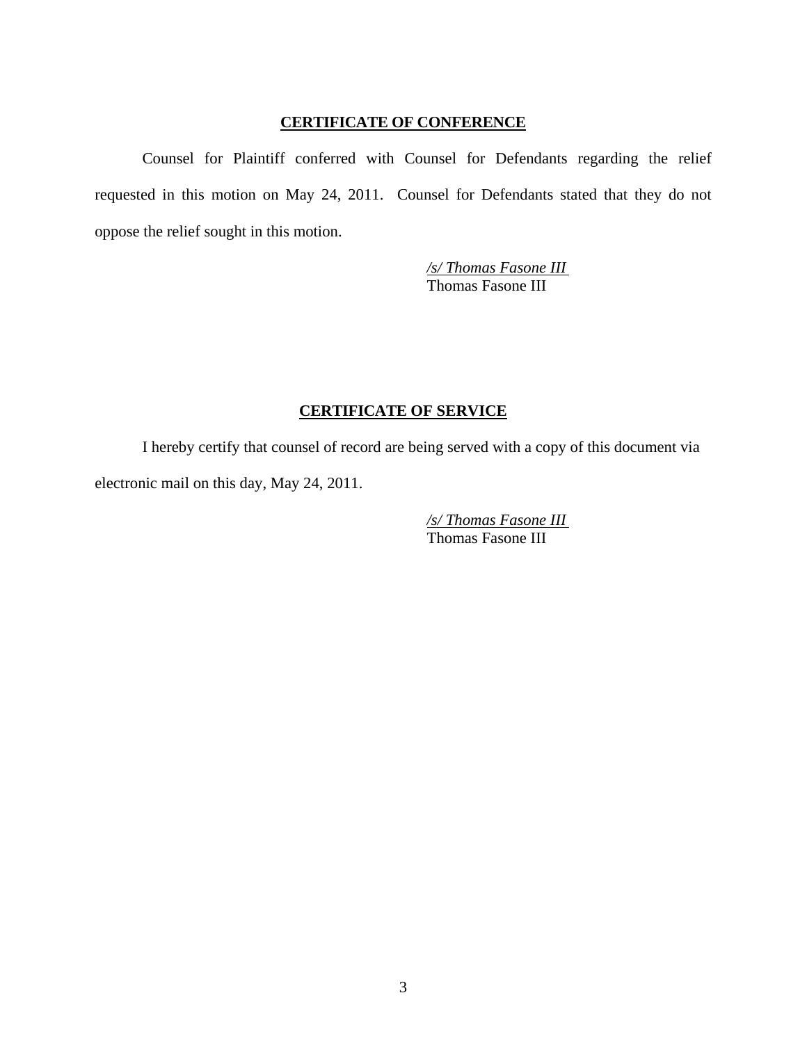## **CERTIFICATE OF CONFERENCE**

Counsel for Plaintiff conferred with Counsel for Defendants regarding the relief requested in this motion on May 24, 2011. Counsel for Defendants stated that they do not oppose the relief sought in this motion.

*/s/ Thomas Fasone III*
Thomas Fasone III

## **CERTIFICATE OF SERVICE**

I hereby certify that counsel of record are being served with a copy of this document via electronic mail on this day, May 24, 2011.

*/s/ Thomas Fasone III*
Thomas Fasone III